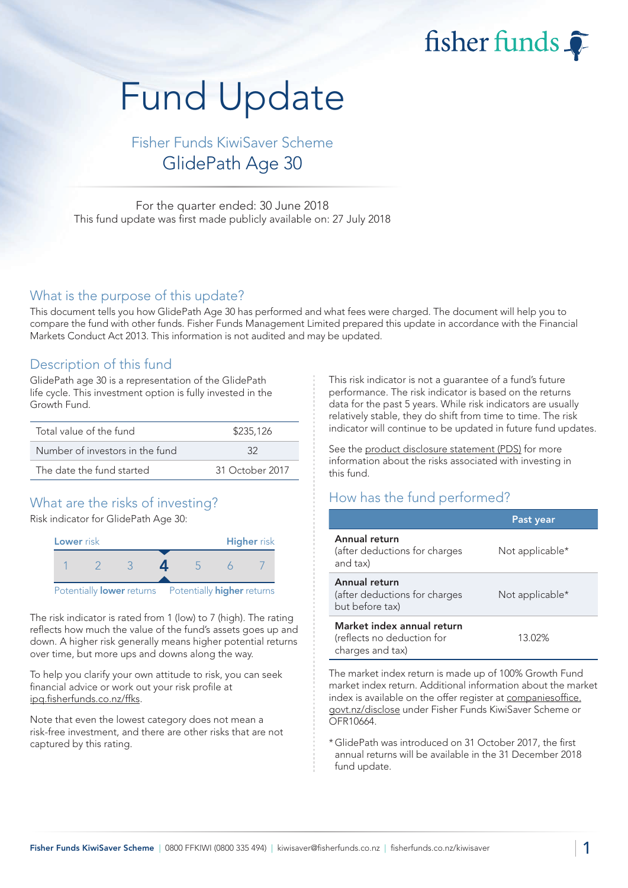# Fund Update

## Fisher Funds KiwiSaver Scheme

## GlidePath Age 30

For the quarter ended: 30 June 2018

This fund update was first made publicly available on: 27 July 2018

## What is the purpose of this update?

This document tells you how GlidePath Age 30 has performed and what fees were charged. The document will help you to compare the fund with other funds. Fisher Funds Management Limited prepared this update in accordance with the Financial Markets Conduct Act 2013. This information is not audited and may be updated.

## Description of this fund

GlidePath age 30 is a representation of the GlidePath life cycle. This investment option is fully invested in the Growth Fund.

| | |
|---|---|
| Total value of the fund | $235,126 |
| Number of investors in the fund | 32 |
| The date the fund started | 31 October 2017 |

## What are the risks of investing?

Risk indicator for GlidePath Age 30:

| Lower risk | | | | | | Higher risk |
|---|---|---|---|---|---|---|
| 1 | 2 | 3 | **4** | 5 | 6 | 7 |

Potentially **lower** returns — Potentially **higher** returns

The risk indicator is rated from 1 (low) to 7 (high). The rating reflects how much the value of the fund's assets goes up and down. A higher risk generally means higher potential returns over time, but more ups and downs along the way.

To help you clarify your own attitude to risk, you can seek financial advice or work out your risk profile at ipq.fisherfunds.co.nz/ffks.

Note that even the lowest category does not mean a risk-free investment, and there are other risks that are not captured by this rating.

This risk indicator is not a guarantee of a fund's future performance. The risk indicator is based on the returns data for the past 5 years. While risk indicators are usually relatively stable, they do shift from time to time. The risk indicator will continue to be updated in future fund updates.

See the product disclosure statement (PDS) for more information about the risks associated with investing in this fund.

## How has the fund performed?

| | Past year |
|---|---|
| **Annual return** (after deductions for charges and tax) | Not applicable* |
| **Annual return** (after deductions for charges but before tax) | Not applicable* |
| **Market index annual return** (reflects no deduction for charges and tax) | 13.02% |

The market index return is made up of 100% Growth Fund market index return. Additional information about the market index is available on the offer register at companiesoffice.govt.nz/disclose under Fisher Funds KiwiSaver Scheme or OFR10664.

* GlidePath was introduced on 31 October 2017, the first annual returns will be available in the 31 December 2018 fund update.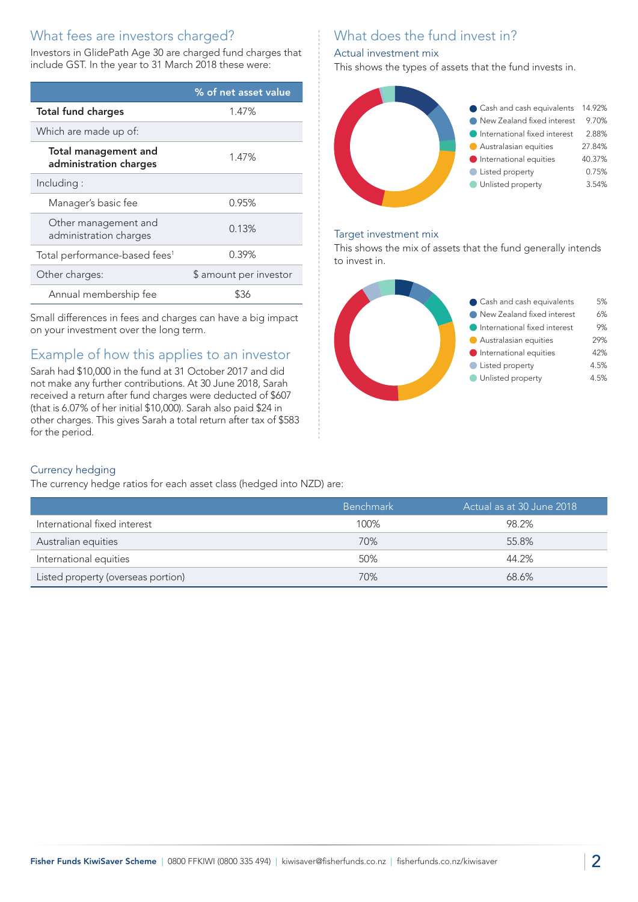## What fees are investors charged?

Investors in GlidePath Age 30 are charged fund charges that include GST. In the year to 31 March 2018 these were:

| | % of net asset value |
|---|---|
| **Total fund charges** | 1.47% |
| Which are made up of: | |
| **Total management and administration charges** | 1.47% |
| Including : | |
| Manager's basic fee | 0.95% |
| Other management and administration charges | 0.13% |
| Total performance-based fees[1] | 0.39% |
| Other charges: | $ amount per investor |
| Annual membership fee | $36 |

Small differences in fees and charges can have a big impact on your investment over the long term.

## Example of how this applies to an investor

Sarah had $10,000 in the fund at 31 October 2017 and did not make any further contributions. At 30 June 2018, Sarah received a return after fund charges were deducted of $607 (that is 6.07% of her initial $10,000). Sarah also paid $24 in other charges. This gives Sarah a total return after tax of $583 for the period.

## What does the fund invest in?

### Actual investment mix

This shows the types of assets that the fund invests in.

| Asset type | % |
|---|---|
| Cash and cash equivalents | 14.92% |
| New Zealand fixed interest | 9.70% |
| International fixed interest | 2.88% |
| Australasian equities | 27.84% |
| International equities | 40.37% |
| Listed property | 0.75% |
| Unlisted property | 3.54% |

### Target investment mix

This shows the mix of assets that the fund generally intends to invest in.

| Asset type | % |
|---|---|
| Cash and cash equivalents | 5% |
| New Zealand fixed interest | 6% |
| International fixed interest | 9% |
| Australasian equities | 29% |
| International equities | 42% |
| Listed property | 4.5% |
| Unlisted property | 4.5% |

### Currency hedging

The currency hedge ratios for each asset class (hedged into NZD) are:

| | Benchmark | Actual as at 30 June 2018 |
|---|---|---|
| International fixed interest | 100% | 98.2% |
| Australian equities | 70% | 55.8% |
| International equities | 50% | 44.2% |
| Listed property (overseas portion) | 70% | 68.6% |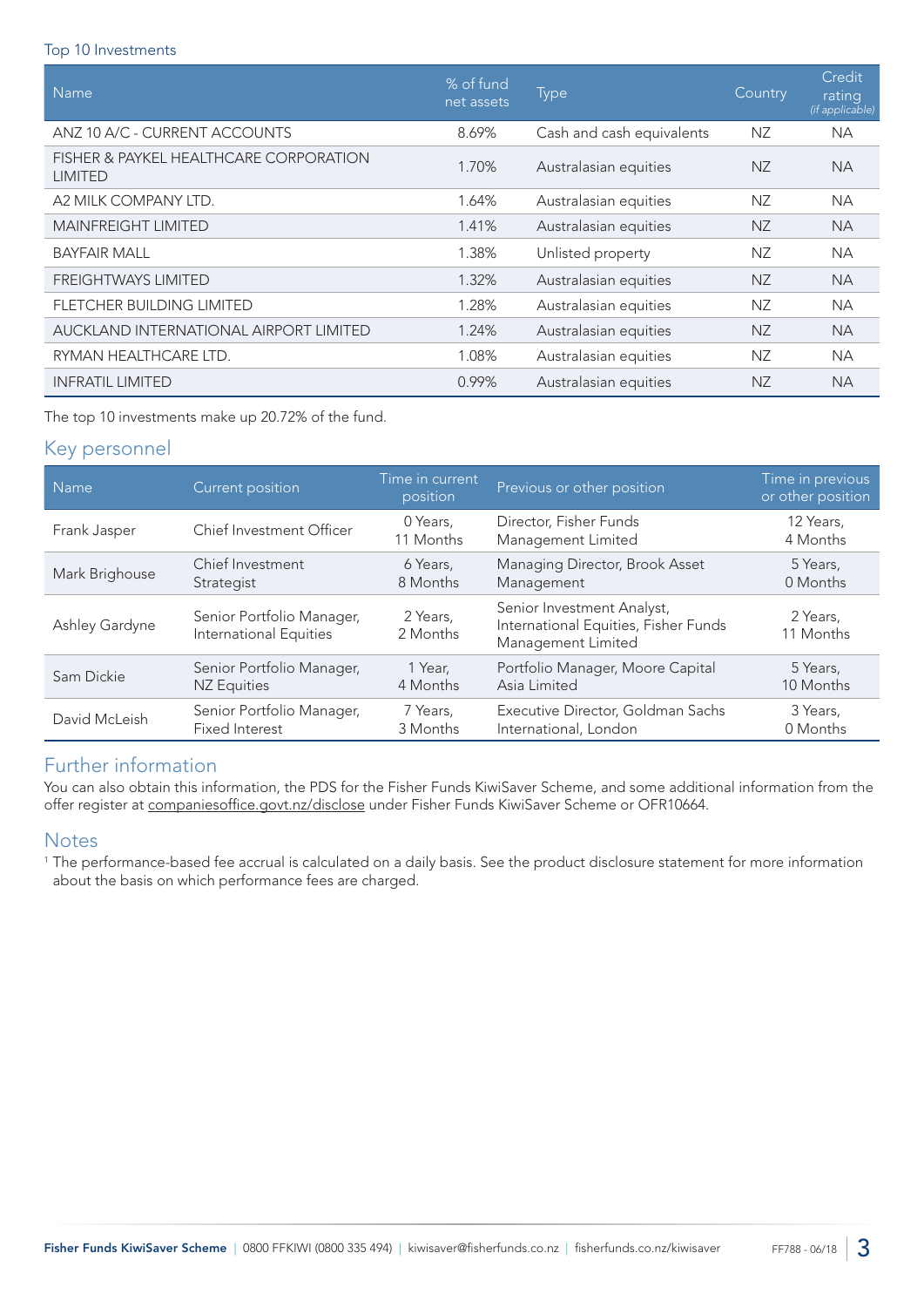Top 10 Investments

| Name | % of fund net assets | Type | Country | Credit rating *(if applicable)* |
|---|---|---|---|---|
| ANZ 10 A/C - CURRENT ACCOUNTS | 8.69% | Cash and cash equivalents | NZ | NA |
| FISHER & PAYKEL HEALTHCARE CORPORATION LIMITED | 1.70% | Australasian equities | NZ | NA |
| A2 MILK COMPANY LTD. | 1.64% | Australasian equities | NZ | NA |
| MAINFREIGHT LIMITED | 1.41% | Australasian equities | NZ | NA |
| BAYFAIR MALL | 1.38% | Unlisted property | NZ | NA |
| FREIGHTWAYS LIMITED | 1.32% | Australasian equities | NZ | NA |
| FLETCHER BUILDING LIMITED | 1.28% | Australasian equities | NZ | NA |
| AUCKLAND INTERNATIONAL AIRPORT LIMITED | 1.24% | Australasian equities | NZ | NA |
| RYMAN HEALTHCARE LTD. | 1.08% | Australasian equities | NZ | NA |
| INFRATIL LIMITED | 0.99% | Australasian equities | NZ | NA |

The top 10 investments make up 20.72% of the fund.

## Key personnel

| Name | Current position | Time in current position | Previous or other position | Time in previous or other position |
|---|---|---|---|---|
| Frank Jasper | Chief Investment Officer | 0 Years, 11 Months | Director, Fisher Funds Management Limited | 12 Years, 4 Months |
| Mark Brighouse | Chief Investment Strategist | 6 Years, 8 Months | Managing Director, Brook Asset Management | 5 Years, 0 Months |
| Ashley Gardyne | Senior Portfolio Manager, International Equities | 2 Years, 2 Months | Senior Investment Analyst, International Equities, Fisher Funds Management Limited | 2 Years, 11 Months |
| Sam Dickie | Senior Portfolio Manager, NZ Equities | 1 Year, 4 Months | Portfolio Manager, Moore Capital Asia Limited | 5 Years, 10 Months |
| David McLeish | Senior Portfolio Manager, Fixed Interest | 7 Years, 3 Months | Executive Director, Goldman Sachs International, London | 3 Years, 0 Months |

## Further information

You can also obtain this information, the PDS for the Fisher Funds KiwiSaver Scheme, and some additional information from the offer register at companiesoffice.govt.nz/disclose under Fisher Funds KiwiSaver Scheme or OFR10664.

## Notes

[1] The performance-based fee accrual is calculated on a daily basis. See the product disclosure statement for more information about the basis on which performance fees are charged.